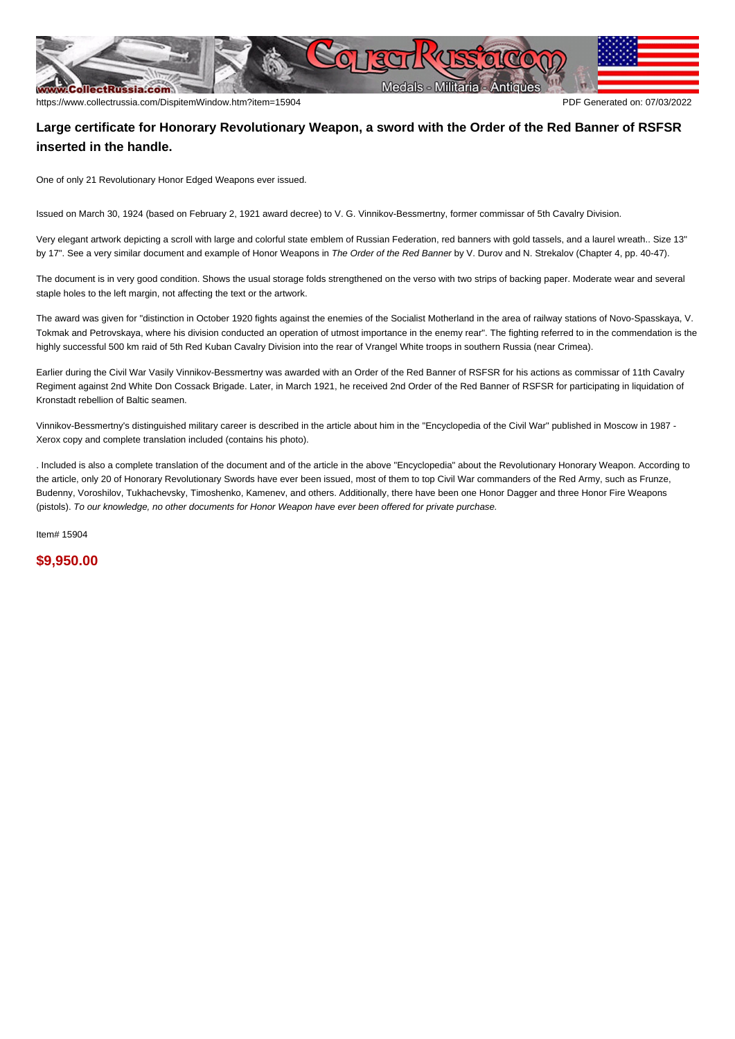## Large certificate for Honorary Revolutionary Weapon, a sword with the Order of the Red Banner of RSFSR inserted in the handle.

One of only 21 Revolutionary Honor Edged Weapons ever issued.

Issued on March 30, 1924 (based on February 2, 1921 award decree) to V. G. Vinnikov-Bessmertny, former commissar of 5th Cavalry Division.

Very elegant artwork depicting a scroll with large and colorful state emblem of Russian Federation, red banners with gold tassels, and a laurel wreath.. Size 13" by 17". See a very similar document and example of Honor Weapons in *The Order of the Red Banner* by V. Durov and N. Strekalov (Chapter 4, pp. 40-47).

The document is in very good condition. Shows the usual storage folds strengthened on the verso with two strips of backing paper. Moderate wear and several staple holes to the left margin, not affecting the text or the artwork.

The award was given for "distinction in October 1920 fights against the enemies of the Socialist Motherland in the area of railway stations of Novo-Spasskaya, V. Tokmak and Petrovskaya, where his division conducted an operation of utmost importance in the enemy rear". The fighting referred to in the commendation is the highly successful 500 km raid of 5th Red Kuban Cavalry Division into the rear of Vrangel White troops in southern Russia (near Crimea).

Earlier during the Civil War Vasily Vinnikov-Bessmertny was awarded with an Order of the Red Banner of RSFSR for his actions as commissar of 11th Cavalry Regiment against 2nd White Don Cossack Brigade. Later, in March 1921, he received 2nd Order of the Red Banner of RSFSR for participating in liquidation of Kronstadt rebellion of Baltic seamen.

Vinnikov-Bessmertny's distinguished military career is described in the article about him in the "Encyclopedia of the Civil War" published in Moscow in 1987 - Xerox copy and complete translation included (contains his photo).

. Included is also a complete translation of the document and of the article in the above "Encyclopedia" about the Revolutionary Honorary Weapon. According to the article, only 20 of Honorary Revolutionary Swords have ever been issued, most of them to top Civil War commanders of the Red Army, such as Frunze, Budenny, Voroshilov, Tukhachevsky, Timoshenko, Kamenev, and others. Additionally, there have been one Honor Dagger and three Honor Fire Weapons (pistols). *To our knowledge, no other documents for Honor Weapon have ever been offered for private purchase.*

Item# 15904

**$9,950.00**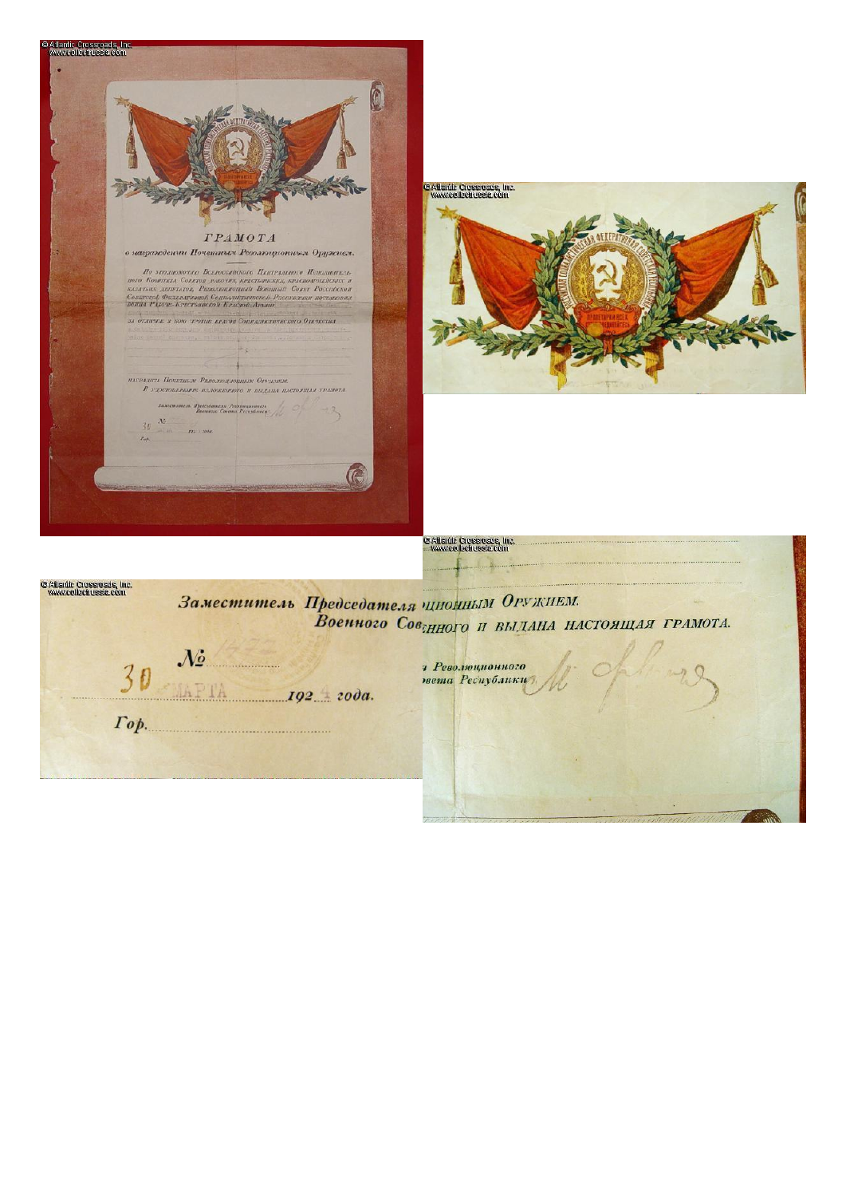© Atlantic Crossroads, Inc.
www.collectrussia.com

# ГРАМОТА

*о награждении Почетным Революционным Оружием.*

По уполномочию Всероссийского Центрального Исполнительного Комитета Советов рабочих, крестьянских, красноармейских и казачьих депутатов, Революционный Военный Совет Российской Социалистической Федеративной Советской Республики постановил бойца Рабоче-Крестьянской Красной Армии

за отличие в боях против врагов Социалистического Отечества

наградить Почетным Революционным Оружием.

В удостоверение изложенного и выдана настоящая грамота.

Заместитель Председателя Революционного Военного Совета Республики

№

30 марта 192 года.

Гор.

© Atlantic Crossroads, Inc.
www.collectrussia.com

Российская Социалистическая Федеративная Советская Республика

Пролетарии всех стран, соединяйтесь!

© Atlantic Crossroads, Inc.
www.collectrussia.com

*Заместитель Председателя*
*Военного Сов*

№ 1472

30 марта 192 года.

Гор.

© Atlantic Crossroads, Inc.
www.collectrussia.com

ционным Оружием.
нного и выдана настоящая грамота.

я Революционного
вета Республики